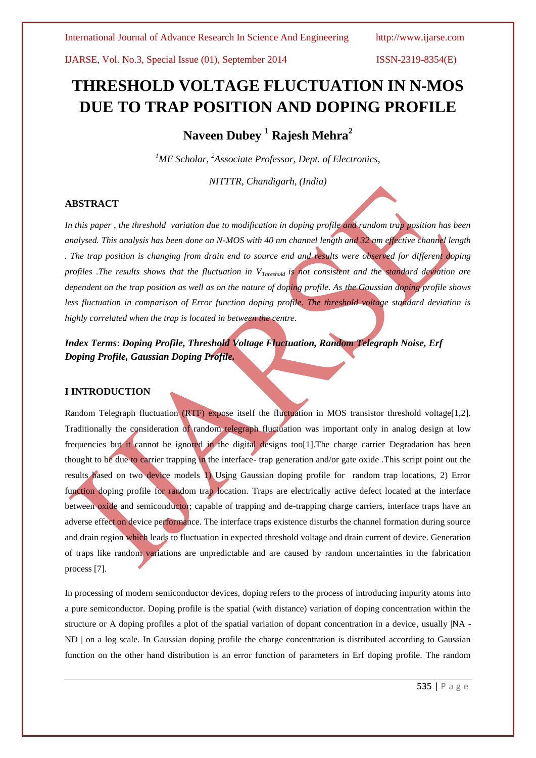# THRESHOLD VOLTAGE FLUCTUATION IN N-MOS DUE TO TRAP POSITION AND DOPING PROFILE

**Naveen Dubey [1] Rajesh Mehra[2]**

*[1]ME Scholar, [2]Associate Professor, Dept. of Electronics,*

*NITTTR, Chandigarh, (India)*

## ABSTRACT

*In this paper , the threshold variation due to modification in doping profile and random trap position has been analysed. This analysis has been done on N-MOS with 40 nm channel length and 32 nm effective channel length . The trap position is changing from drain end to source end and results were observed for different doping profiles .The results shows that the fluctuation in $V_{Threshold}$ is not consistent and the standard deviation are dependent on the trap position as well as on the nature of doping profile. As the Gaussian doping profile shows less fluctuation in comparison of Error function doping profile. The threshold voltage standard deviation is highly correlated when the trap is located in between the centre.*

***Index Terms*: Doping Profile, Threshold Voltage Fluctuation, Random Telegraph Noise, Erf Doping Profile, Gaussian Doping Profile.**

## I INTRODUCTION

Random Telegraph fluctuation (RTF) expose itself the fluctuation in MOS transistor threshold voltage[1,2]. Traditionally the consideration of random telegraph fluctuation was important only in analog design at low frequencies but it cannot be ignored in the digital designs too[1].The charge carrier Degradation has been thought to be due to carrier trapping in the interface- trap generation and/or gate oxide .This script point out the results based on two device models 1) Using Gaussian doping profile for random trap locations, 2) Error function doping profile for random trap location. Traps are electrically active defect located at the interface between oxide and semiconductor; capable of trapping and de-trapping charge carriers, interface traps have an adverse effect on device performance. The interface traps existence disturbs the channel formation during source and drain region which leads to fluctuation in expected threshold voltage and drain current of device. Generation of traps like random variations are unpredictable and are caused by random uncertainties in the fabrication process [7].

In processing of modern semiconductor devices, doping refers to the process of introducing impurity atoms into a pure semiconductor. Doping profile is the spatial (with distance) variation of doping concentration within the structure or A doping profiles a plot of the spatial variation of dopant concentration in a device, usually |NA - ND | on a log scale. In Gaussian doping profile the charge concentration is distributed according to Gaussian function on the other hand distribution is an error function of parameters in Erf doping profile. The random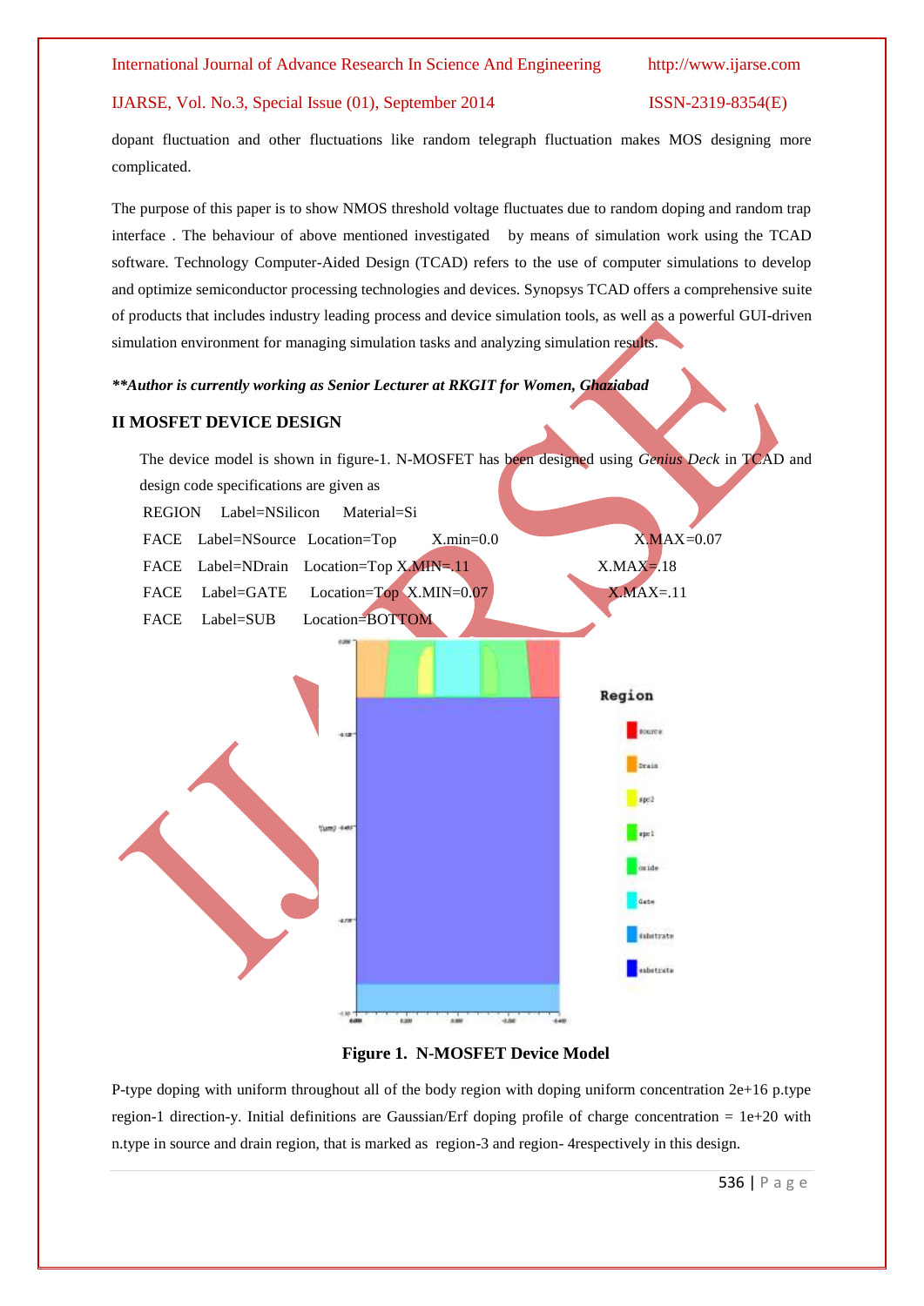dopant fluctuation and other fluctuations like random telegraph fluctuation makes MOS designing more complicated.

The purpose of this paper is to show NMOS threshold voltage fluctuates due to random doping and random trap interface . The behaviour of above mentioned investigated by means of simulation work using the TCAD software. Technology Computer-Aided Design (TCAD) refers to the use of computer simulations to develop and optimize semiconductor processing technologies and devices. Synopsys TCAD offers a comprehensive suite of products that includes industry leading process and device simulation tools, as well as a powerful GUI-driven simulation environment for managing simulation tasks and analyzing simulation results.

***\*Author is currently working as Senior Lecturer at RKGIT for Women, Ghaziabad***

## II MOSFET DEVICE DESIGN

The device model is shown in figure-1. N-MOSFET has been designed using *Genius Deck* in TCAD and design code specifications are given as

```
REGION   Label=NSilicon    Material=Si
FACE   Label=NSource  Location=Top     X.min=0.0        X.MAX=0.07
FACE   Label=NDrain   Location=Top X.MIN=.11            X.MAX=.18
FACE   Label=GATE     Location=Top  X.MIN=0.07          X.MAX=.11
FACE   Label=SUB      Location=BOTTOM
```

**Figure 1. N-MOSFET Device Model**

P-type doping with uniform throughout all of the body region with doping uniform concentration 2e+16 p.type region-1 direction-y. Initial definitions are Gaussian/Erf doping profile of charge concentration = 1e+20 with n.type in source and drain region, that is marked as region-3 and region- 4respectively in this design.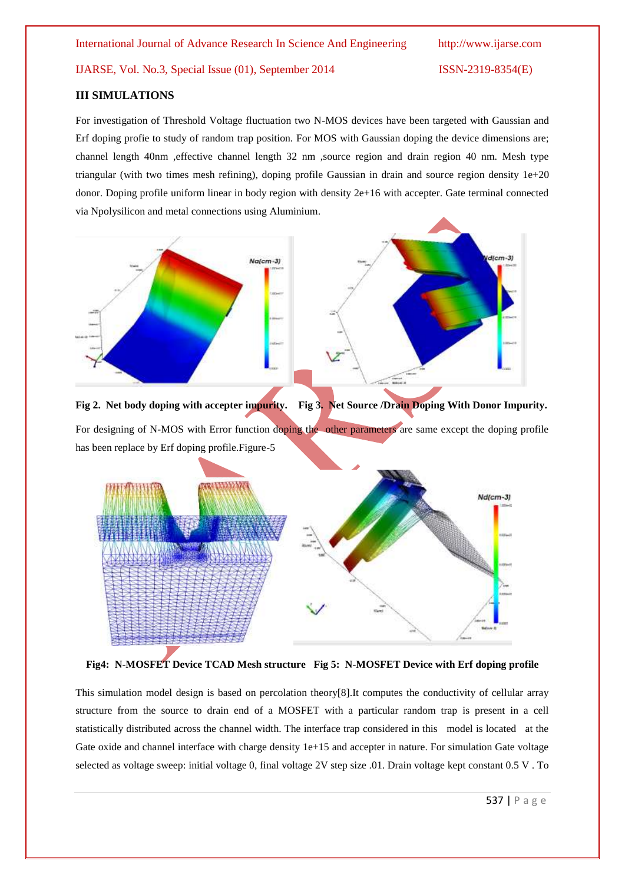## III SIMULATIONS

For investigation of Threshold Voltage fluctuation two N-MOS devices have been targeted with Gaussian and Erf doping profie to study of random trap position. For MOS with Gaussian doping the device dimensions are; channel length 40nm ,effective channel length 32 nm ,source region and drain region 40 nm. Mesh type triangular (with two times mesh refining), doping profile Gaussian in drain and source region density 1e+20 donor. Doping profile uniform linear in body region with density 2e+16 with accepter. Gate terminal connected via Npolysilicon and metal connections using Aluminium.

**Fig 2. Net body doping with accepter impurity. Fig 3. Net Source /Drain Doping With Donor Impurity.**

For designing of N-MOS with Error function doping the other parameters are same except the doping profile has been replace by Erf doping profile.Figure-5

**Fig4: N-MOSFET Device TCAD Mesh structure Fig 5: N-MOSFET Device with Erf doping profile**

This simulation model design is based on percolation theory[8].It computes the conductivity of cellular array structure from the source to drain end of a MOSFET with a particular random trap is present in a cell statistically distributed across the channel width. The interface trap considered in this model is located at the Gate oxide and channel interface with charge density 1e+15 and accepter in nature. For simulation Gate voltage selected as voltage sweep: initial voltage 0, final voltage 2V step size .01. Drain voltage kept constant 0.5 V . To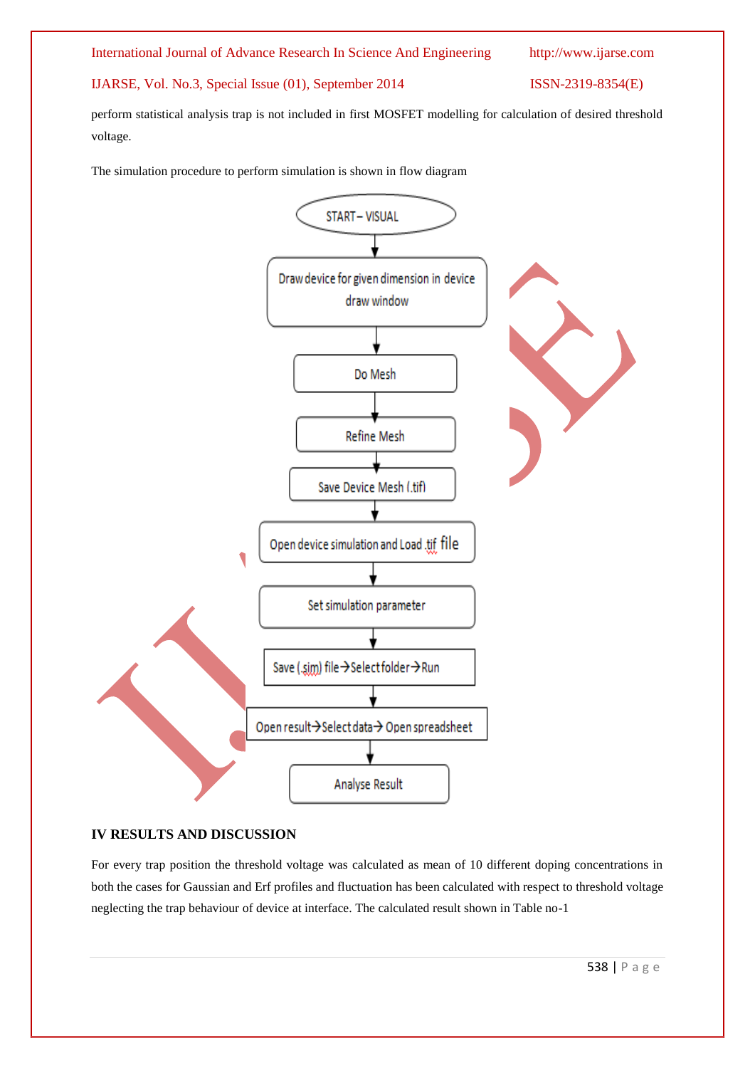perform statistical analysis trap is not included in first MOSFET modelling for calculation of desired threshold voltage.

The simulation procedure to perform simulation is shown in flow diagram

START – VISUAL
↓
Draw device for given dimension in device draw window
↓
Do Mesh
↓
Refine Mesh
↓
Save Device Mesh (.tif)
↓
Open device simulation and Load .tif file
↓
Set simulation parameter
↓
Save (.sim) file→Select folder→Run
↓
Open result→Select data→ Open spreadsheet
↓
Analyse Result

## IV RESULTS AND DISCUSSION

For every trap position the threshold voltage was calculated as mean of 10 different doping concentrations in both the cases for Gaussian and Erf profiles and fluctuation has been calculated with respect to threshold voltage neglecting the trap behaviour of device at interface. The calculated result shown in Table no-1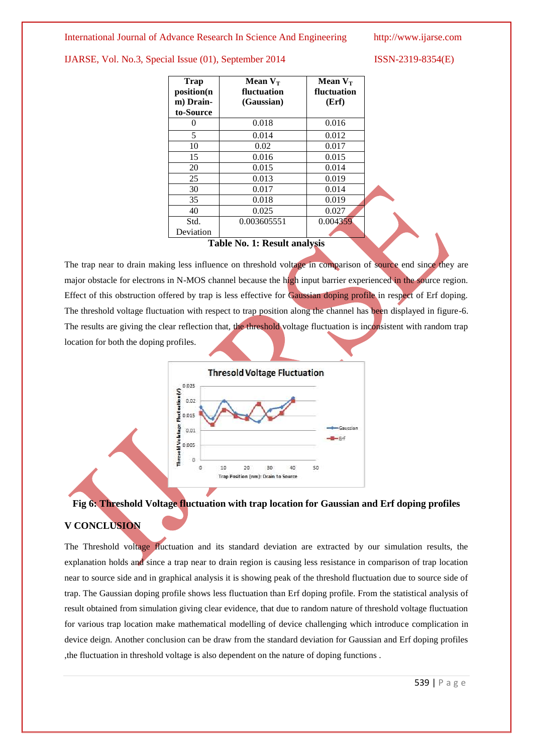| Trap position(nm) Drain-to-Source | Mean $V_T$ fluctuation (Gaussian) | Mean $V_T$ fluctuation (Erf) |
|---|---|---|
| 0 | 0.018 | 0.016 |
| 5 | 0.014 | 0.012 |
| 10 | 0.02 | 0.017 |
| 15 | 0.016 | 0.015 |
| 20 | 0.015 | 0.014 |
| 25 | 0.013 | 0.019 |
| 30 | 0.017 | 0.014 |
| 35 | 0.018 | 0.019 |
| 40 | 0.025 | 0.027 |
| Std. Deviation | 0.003605551 | 0.004359 |

**Table No. 1: Result analysis**

The trap near to drain making less influence on threshold voltage in comparison of source end since they are major obstacle for electrons in N-MOS channel because the high input barrier experienced in the source region. Effect of this obstruction offered by trap is less effective for Gaussian doping profile in respect of Erf doping. The threshold voltage fluctuation with respect to trap position along the channel has been displayed in figure-6. The results are giving the clear reflection that, the threshold voltage fluctuation is inconsistent with random trap location for both the doping profiles.

**Fig 6: Threshold Voltage fluctuation with trap location for Gaussian and Erf doping profiles**

## V CONCLUSION

The Threshold voltage fluctuation and its standard deviation are extracted by our simulation results, the explanation holds and since a trap near to drain region is causing less resistance in comparison of trap location near to source side and in graphical analysis it is showing peak of the threshold fluctuation due to source side of trap. The Gaussian doping profile shows less fluctuation than Erf doping profile. From the statistical analysis of result obtained from simulation giving clear evidence, that due to random nature of threshold voltage fluctuation for various trap location make mathematical modelling of device challenging which introduce complication in device deign. Another conclusion can be draw from the standard deviation for Gaussian and Erf doping profiles ,the fluctuation in threshold voltage is also dependent on the nature of doping functions .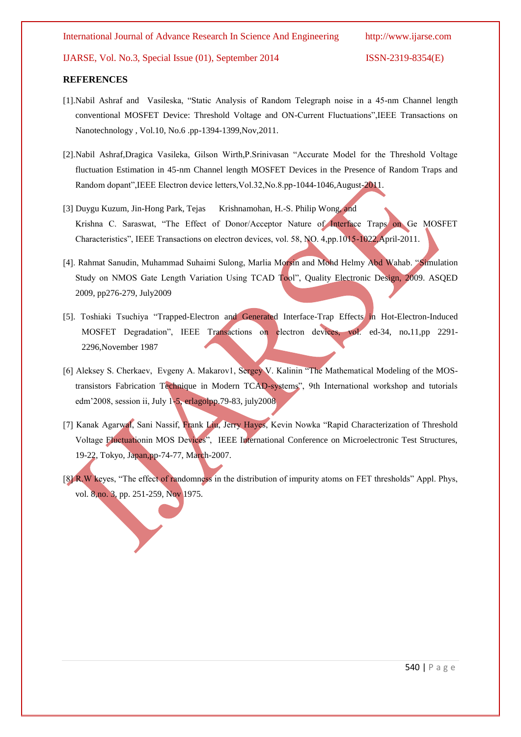## REFERENCES

[1].Nabil Ashraf and Vasileska, "Static Analysis of Random Telegraph noise in a 45-nm Channel length conventional MOSFET Device: Threshold Voltage and ON-Current Fluctuations",IEEE Transactions on Nanotechnology , Vol.10, No.6 .pp-1394-1399,Nov,2011.

[2].Nabil Ashraf,Dragica Vasileka, Gilson Wirth,P.Srinivasan "Accurate Model for the Threshold Voltage fluctuation Estimation in 45-nm Channel length MOSFET Devices in the Presence of Random Traps and Random dopant",IEEE Electron device letters,Vol.32,No.8.pp-1044-1046,August-2011.

[3] Duygu Kuzum, Jin-Hong Park, Tejas Krishnamohan, H.-S. Philip Wong, and Krishna C. Saraswat, "The Effect of Donor/Acceptor Nature of Interface Traps on Ge MOSFET Characteristics", IEEE Transactions on electron devices, vol. 58, NO. 4,pp.1015-1022,April-2011.

[4]. Rahmat Sanudin, Muhammad Suhaimi Sulong, Marlia Morsin and Mohd Helmy Abd Wahab. "Simulation Study on NMOS Gate Length Variation Using TCAD Tool", Quality Electronic Design, 2009. ASQED 2009, pp276-279, July2009

[5]. Toshiaki Tsuchiya "Trapped-Electron and Generated Interface-Trap Effects in Hot-Electron-Induced MOSFET Degradation", IEEE Transactions on electron devices, vol. ed-34, no.11,pp 2291-2296,November 1987

[6] Aleksey S. Cherkaev, Evgeny A. Makarov1, Sergey V. Kalinin "The Mathematical Modeling of the MOS-transistors Fabrication Technique in Modern TCAD-systems", 9th International workshop and tutorials edm'2008, session ii, July 1-5, erlagolpp.79-83, july2008

[7] Kanak Agarwal, Sani Nassif, Frank Liu, Jerry Hayes, Kevin Nowka "Rapid Characterization of Threshold Voltage Fluctuationin MOS Devices", IEEE International Conference on Microelectronic Test Structures, 19-22, Tokyo, Japan,pp-74-77, March-2007.

[8] R.W keyes, "The effect of randomness in the distribution of impurity atoms on FET thresholds" Appl. Phys, vol. 8,no. 3, pp. 251-259, Nov 1975.